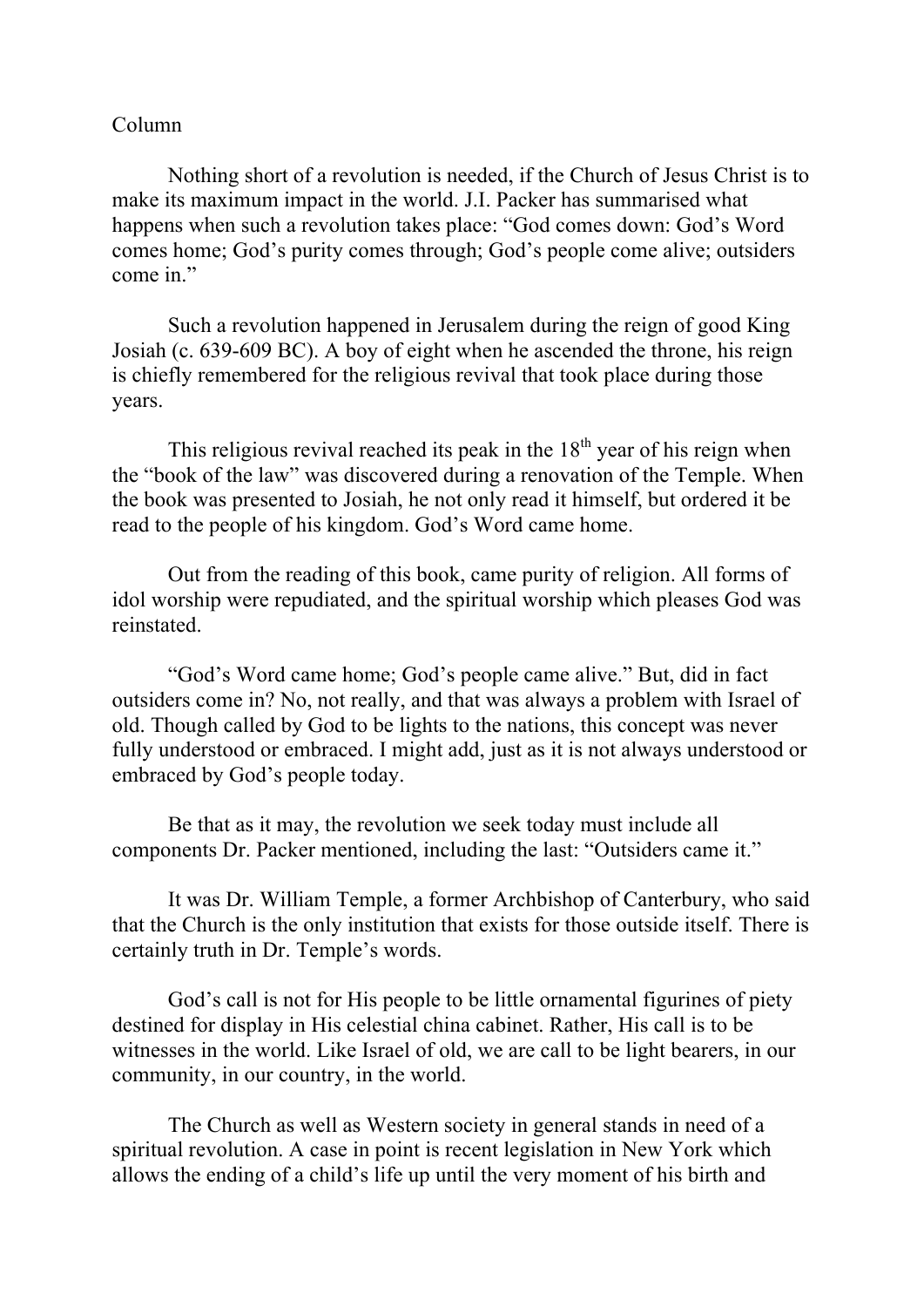Column

Nothing short of a revolution is needed, if the Church of Jesus Christ is to make its maximum impact in the world. J.I. Packer has summarised what happens when such a revolution takes place: "God comes down: God's Word comes home; God's purity comes through; God's people come alive; outsiders come in."

Such a revolution happened in Jerusalem during the reign of good King Josiah (c. 639-609 BC). A boy of eight when he ascended the throne, his reign is chiefly remembered for the religious revival that took place during those years.

This religious revival reached its peak in the 18th year of his reign when the "book of the law" was discovered during a renovation of the Temple. When the book was presented to Josiah, he not only read it himself, but ordered it be read to the people of his kingdom. God's Word came home.

Out from the reading of this book, came purity of religion. All forms of idol worship were repudiated, and the spiritual worship which pleases God was reinstated.

"God's Word came home; God's people came alive." But, did in fact outsiders come in? No, not really, and that was always a problem with Israel of old. Though called by God to be lights to the nations, this concept was never fully understood or embraced. I might add, just as it is not always understood or embraced by God's people today.

Be that as it may, the revolution we seek today must include all components Dr. Packer mentioned, including the last: "Outsiders came it."

It was Dr. William Temple, a former Archbishop of Canterbury, who said that the Church is the only institution that exists for those outside itself. There is certainly truth in Dr. Temple's words.

God's call is not for His people to be little ornamental figurines of piety destined for display in His celestial china cabinet. Rather, His call is to be witnesses in the world. Like Israel of old, we are call to be light bearers, in our community, in our country, in the world.

The Church as well as Western society in general stands in need of a spiritual revolution. A case in point is recent legislation in New York which allows the ending of a child's life up until the very moment of his birth and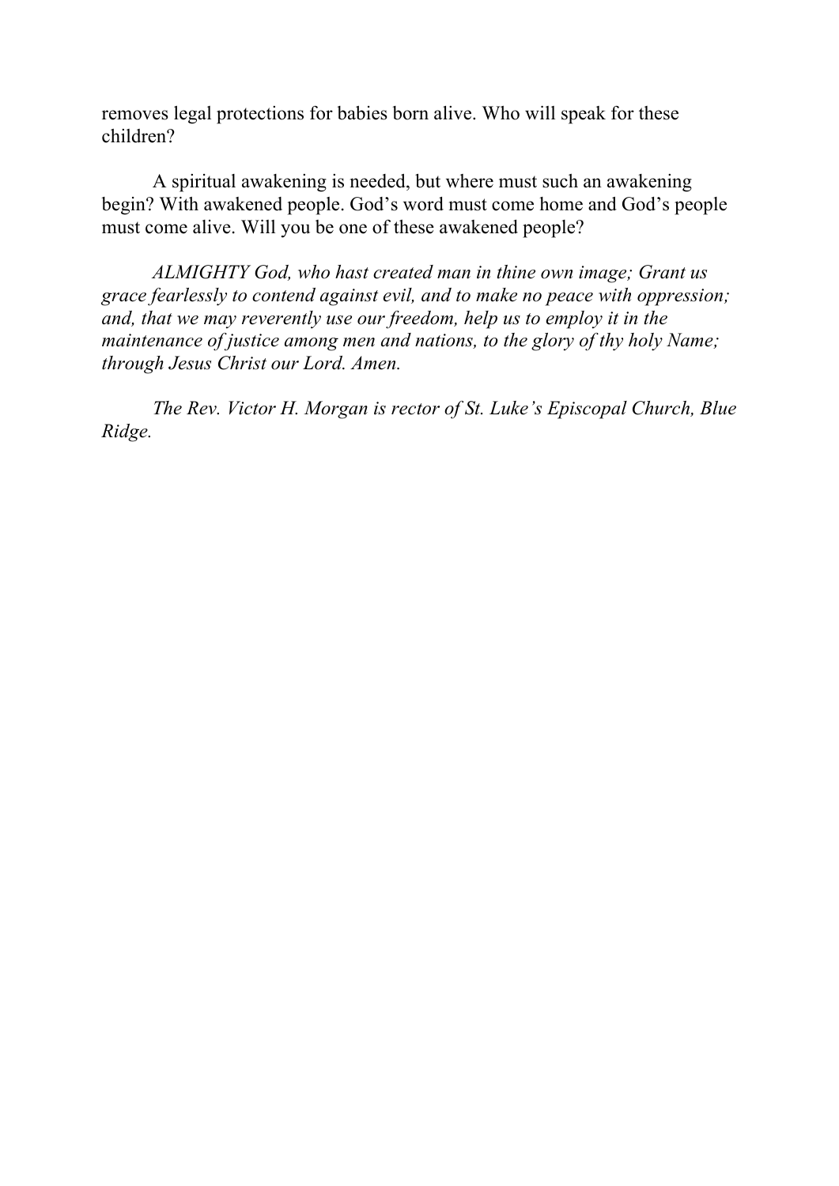removes legal protections for babies born alive. Who will speak for these children?

A spiritual awakening is needed, but where must such an awakening begin? With awakened people. God's word must come home and God's people must come alive. Will you be one of these awakened people?

*ALMIGHTY God, who hast created man in thine own image; Grant us grace fearlessly to contend against evil, and to make no peace with oppression; and, that we may reverently use our freedom, help us to employ it in the maintenance of justice among men and nations, to the glory of thy holy Name; through Jesus Christ our Lord. Amen.*

*The Rev. Victor H. Morgan is rector of St. Luke's Episcopal Church, Blue Ridge.*